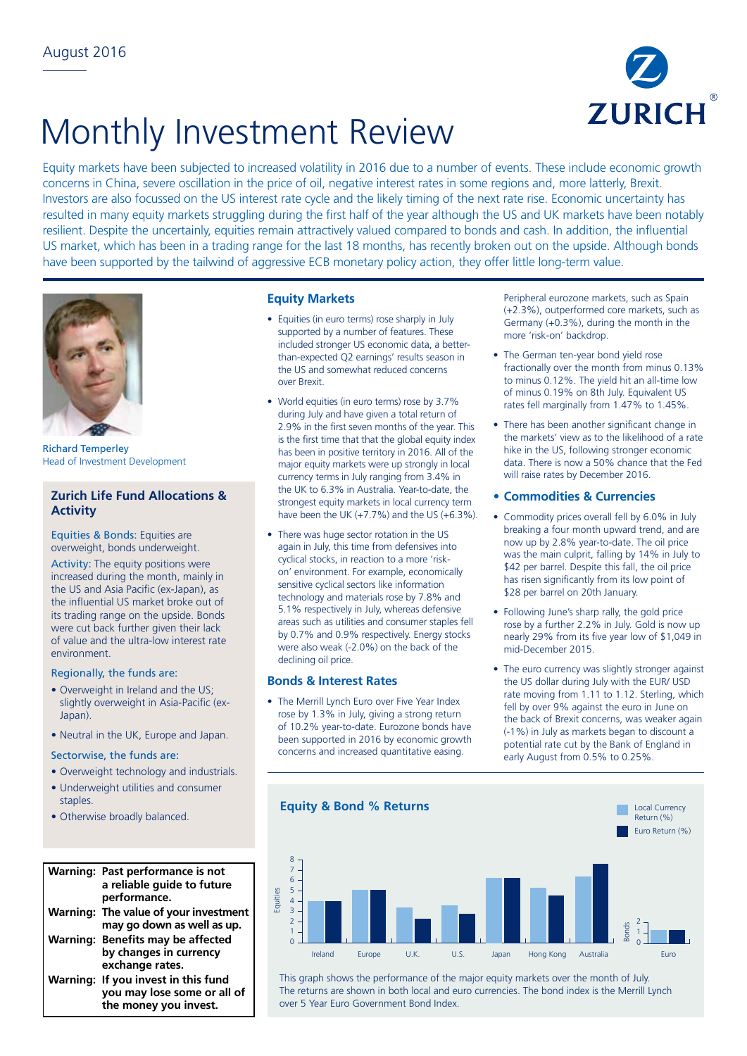August 2016

# Monthly Investment Review

Equity markets have been subjected to increased volatility in 2016 due to a number of events. These include economic growth concerns in China, severe oscillation in the price of oil, negative interest rates in some regions and, more latterly, Brexit. Investors are also focussed on the US interest rate cycle and the likely timing of the next rate rise. Economic uncertainty has resulted in many equity markets struggling during the first half of the year although the US and UK markets have been notably resilient. Despite the uncertainly, equities remain attractively valued compared to bonds and cash. In addition, the influential US market, which has been in a trading range for the last 18 months, has recently broken out on the upside. Although bonds have been supported by the tailwind of aggressive ECB monetary policy action, they offer little long-term value.

Richard Temperley
Head of Investment Development

## Zurich Life Fund Allocations & Activity

**Equities & Bonds:** Equities are overweight, bonds underweight.

**Activity:** The equity positions were increased during the month, mainly in the US and Asia Pacific (ex-Japan), as the influential US market broke out of its trading range on the upside. Bonds were cut back further given their lack of value and the ultra-low interest rate environment.

**Regionally, the funds are:**

- Overweight in Ireland and the US; slightly overweight in Asia-Pacific (ex-Japan).
- Neutral in the UK, Europe and Japan.

**Sectorwise, the funds are:**

- Overweight technology and industrials.
- Underweight utilities and consumer staples.
- Otherwise broadly balanced.

**Warning: Past performance is not a reliable guide to future performance.**
**Warning: The value of your investment may go down as well as up.**
**Warning: Benefits may be affected by changes in currency exchange rates.**
**Warning: If you invest in this fund you may lose some or all of the money you invest.**

## Equity Markets

- Equities (in euro terms) rose sharply in July supported by a number of features. These included stronger US economic data, a better-than-expected Q2 earnings' results season in the US and somewhat reduced concerns over Brexit.
- World equities (in euro terms) rose by 3.7% during July and have given a total return of 2.9% in the first seven months of the year. This is the first time that that the global equity index has been in positive territory in 2016. All of the major equity markets were up strongly in local currency terms in July ranging from 3.4% in the UK to 6.3% in Australia. Year-to-date, the strongest equity markets in local currency term have been the UK (+7.7%) and the US (+6.3%).
- There was huge sector rotation in the US again in July, this time from defensives into cyclical stocks, in reaction to a more 'risk-on' environment. For example, economically sensitive cyclical sectors like information technology and materials rose by 7.8% and 5.1% respectively in July, whereas defensive areas such as utilities and consumer staples fell by 0.7% and 0.9% respectively. Energy stocks were also weak (-2.0%) on the back of the declining oil price.

  Peripheral eurozone markets, such as Spain (+2.3%), outperformed core markets, such as Germany (+0.3%), during the month in the more 'risk-on' backdrop.

## Bonds & Interest Rates

- The Merrill Lynch Euro over Five Year Index rose by 1.3% in July, giving a strong return of 10.2% year-to-date. Eurozone bonds have been supported in 2016 by economic growth concerns and increased quantitative easing.
- The German ten-year bond yield rose fractionally over the month from minus 0.13% to minus 0.12%. The yield hit an all-time low of minus 0.19% on 8th July. Equivalent US rates fell marginally from 1.47% to 1.45%.
- There has been another significant change in the markets' view as to the likelihood of a rate hike in the US, following stronger economic data. There is now a 50% chance that the Fed will raise rates by December 2016.

## Commodities & Currencies

- Commodity prices overall fell by 6.0% in July breaking a four month upward trend, and are now up by 2.8% year-to-date. The oil price was the main culprit, falling by 14% in July to \$42 per barrel. Despite this fall, the oil price has risen significantly from its low point of \$28 per barrel on 20th January.
- Following June's sharp rally, the gold price rose by a further 2.2% in July. Gold is now up nearly 29% from its five year low of \$1,049 in mid-December 2015.
- The euro currency was slightly stronger against the US dollar during July with the EUR/ USD rate moving from 1.11 to 1.12. Sterling, which fell by over 9% against the euro in June on the back of Brexit concerns, was weaker again (-1%) in July as markets began to discount a potential rate cut by the Bank of England in early August from 0.5% to 0.25%.

## Equity & Bond % Returns

Legend: Local Currency Return (%); Euro Return (%)

Equities: Ireland, Europe, U.K., U.S., Japan, Hong Kong, Australia — Bonds: Euro

This graph shows the performance of the major equity markets over the month of July. The returns are shown in both local and euro currencies. The bond index is the Merrill Lynch over 5 Year Euro Government Bond Index.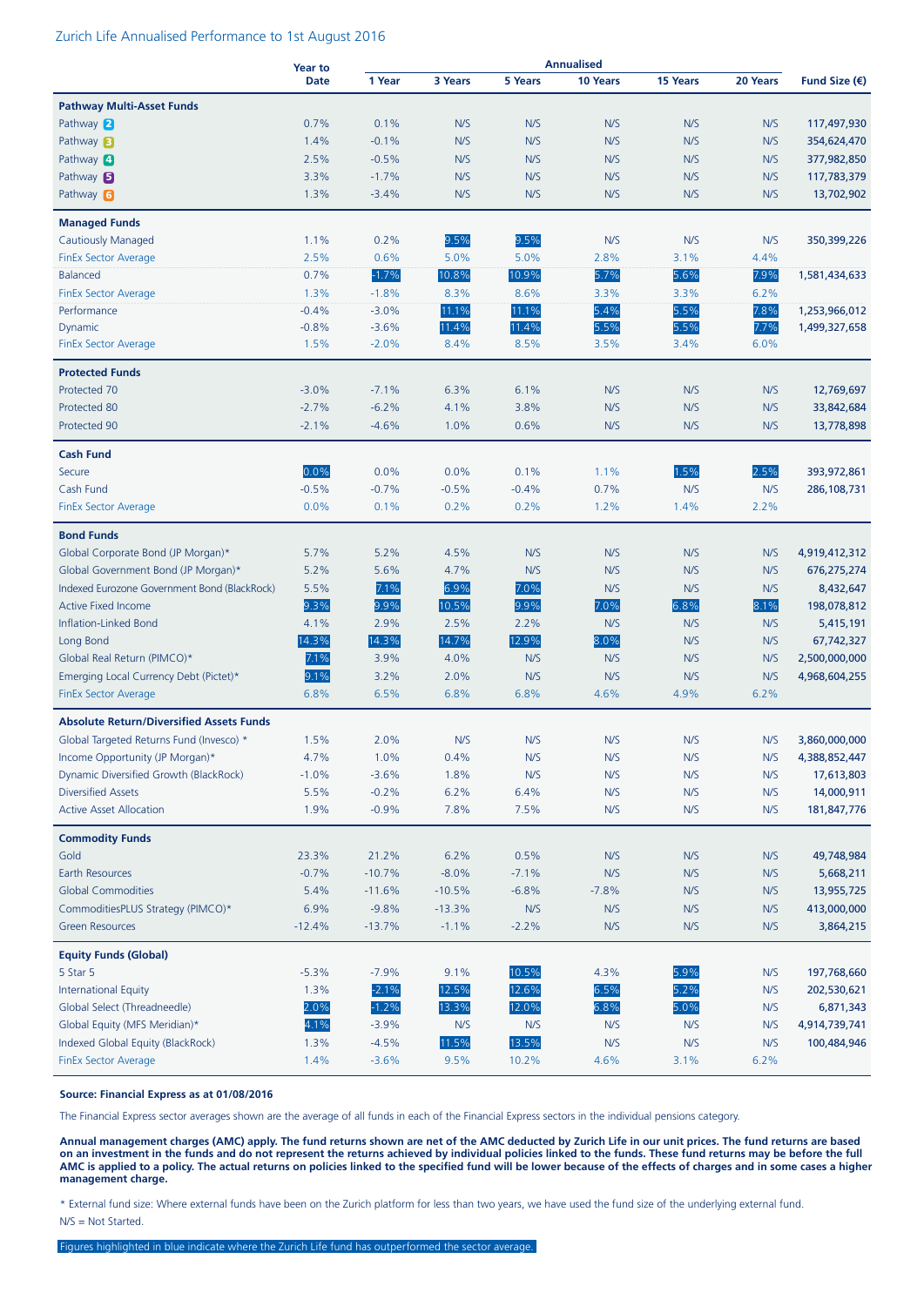## Zurich Life Annualised Performance to 1st August 2016

| | Year to Date | Annualised | | | | | | Fund Size (€) |
|---|---|---|---|---|---|---|---|---|
| | | 1 Year | 3 Years | 5 Years | 10 Years | 15 Years | 20 Years | |
| **Pathway Multi-Asset Funds** | | | | | | | | |
| Pathway 2 | 0.7% | 0.1% | N/S | N/S | N/S | N/S | N/S | 117,497,930 |
| Pathway 3 | 1.4% | -0.1% | N/S | N/S | N/S | N/S | N/S | 354,624,470 |
| Pathway 4 | 2.5% | -0.5% | N/S | N/S | N/S | N/S | N/S | 377,982,850 |
| Pathway 5 | 3.3% | -1.7% | N/S | N/S | N/S | N/S | N/S | 117,783,379 |
| Pathway 6 | 1.3% | -3.4% | N/S | N/S | N/S | N/S | N/S | 13,702,902 |
| **Managed Funds** | | | | | | | | |
| Cautiously Managed | 1.1% | 0.2% | 9.5% | 9.5% | N/S | N/S | N/S | 350,399,226 |
| FinEx Sector Average | 2.5% | 0.6% | 5.0% | 5.0% | 2.8% | 3.1% | 4.4% | |
| Balanced | 0.7% | -1.7% | 10.8% | 10.9% | 5.7% | 5.6% | 7.9% | 1,581,434,633 |
| FinEx Sector Average | 1.3% | -1.8% | 8.3% | 8.6% | 3.3% | 3.3% | 6.2% | |
| Performance | -0.4% | -3.0% | 11.1% | 11.1% | 5.4% | 5.5% | 7.8% | 1,253,966,012 |
| Dynamic | -0.8% | -3.6% | 11.4% | 11.4% | 5.5% | 5.5% | 7.7% | 1,499,327,658 |
| FinEx Sector Average | 1.5% | -2.0% | 8.4% | 8.5% | 3.5% | 3.4% | 6.0% | |
| **Protected Funds** | | | | | | | | |
| Protected 70 | -3.0% | -7.1% | 6.3% | 6.1% | N/S | N/S | N/S | 12,769,697 |
| Protected 80 | -2.7% | -6.2% | 4.1% | 3.8% | N/S | N/S | N/S | 33,842,684 |
| Protected 90 | -2.1% | -4.6% | 1.0% | 0.6% | N/S | N/S | N/S | 13,778,898 |
| **Cash Fund** | | | | | | | | |
| Secure | 0.0% | 0.0% | 0.0% | 0.1% | 1.1% | 1.5% | 2.5% | 393,972,861 |
| Cash Fund | -0.5% | -0.7% | -0.5% | -0.4% | 0.7% | N/S | N/S | 286,108,731 |
| FinEx Sector Average | 0.0% | 0.1% | 0.2% | 0.2% | 1.2% | 1.4% | 2.2% | |
| **Bond Funds** | | | | | | | | |
| Global Corporate Bond (JP Morgan)* | 5.7% | 5.2% | 4.5% | N/S | N/S | N/S | N/S | 4,919,412,312 |
| Global Government Bond (JP Morgan)* | 5.2% | 5.6% | 4.7% | N/S | N/S | N/S | N/S | 676,275,274 |
| Indexed Eurozone Government Bond (BlackRock) | 5.5% | 7.1% | 6.9% | 7.0% | N/S | N/S | N/S | 8,432,647 |
| Active Fixed Income | 9.3% | 9.9% | 10.5% | 9.9% | 7.0% | 6.8% | 8.1% | 198,078,812 |
| Inflation-Linked Bond | 4.1% | 2.9% | 2.5% | 2.2% | N/S | N/S | N/S | 5,415,191 |
| Long Bond | 14.3% | 14.3% | 14.7% | 12.9% | 8.0% | N/S | N/S | 67,742,327 |
| Global Real Return (PIMCO)* | 7.1% | 3.9% | 4.0% | N/S | N/S | N/S | N/S | 2,500,000,000 |
| Emerging Local Currency Debt (Pictet)* | 9.1% | 3.2% | 2.0% | N/S | N/S | N/S | N/S | 4,968,604,255 |
| FinEx Sector Average | 6.8% | 6.5% | 6.8% | 6.8% | 4.6% | 4.9% | 6.2% | |
| **Absolute Return/Diversified Assets Funds** | | | | | | | | |
| Global Targeted Returns Fund (Invesco) * | 1.5% | 2.0% | N/S | N/S | N/S | N/S | N/S | 3,860,000,000 |
| Income Opportunity (JP Morgan)* | 4.7% | 1.0% | 0.4% | N/S | N/S | N/S | N/S | 4,388,852,447 |
| Dynamic Diversified Growth (BlackRock) | -1.0% | -3.6% | 1.8% | N/S | N/S | N/S | N/S | 17,613,803 |
| Diversified Assets | 5.5% | -0.2% | 6.2% | 6.4% | N/S | N/S | N/S | 14,000,911 |
| Active Asset Allocation | 1.9% | -0.9% | 7.8% | 7.5% | N/S | N/S | N/S | 181,847,776 |
| **Commodity Funds** | | | | | | | | |
| Gold | 23.3% | 21.2% | 6.2% | 0.5% | N/S | N/S | N/S | 49,748,984 |
| Earth Resources | -0.7% | -10.7% | -8.0% | -7.1% | N/S | N/S | N/S | 5,668,211 |
| Global Commodities | 5.4% | -11.6% | -10.5% | -6.8% | -7.8% | N/S | N/S | 13,955,725 |
| CommoditiesPLUS Strategy (PIMCO)* | 6.9% | -9.8% | -13.3% | N/S | N/S | N/S | N/S | 413,000,000 |
| Green Resources | -12.4% | -13.7% | -1.1% | -2.2% | N/S | N/S | N/S | 3,864,215 |
| **Equity Funds (Global)** | | | | | | | | |
| 5 Star 5 | -5.3% | -7.9% | 9.1% | 10.5% | 4.3% | 5.9% | N/S | 197,768,660 |
| International Equity | 1.3% | -2.1% | 12.5% | 12.6% | 6.5% | 5.2% | N/S | 202,530,621 |
| Global Select (Threadneedle) | 2.0% | -1.2% | 13.3% | 12.0% | 6.8% | 5.0% | N/S | 6,871,343 |
| Global Equity (MFS Meridian)* | 4.1% | -3.9% | N/S | N/S | N/S | N/S | N/S | 4,914,739,741 |
| Indexed Global Equity (BlackRock) | 1.3% | -4.5% | 11.5% | 13.5% | N/S | N/S | N/S | 100,484,946 |
| FinEx Sector Average | 1.4% | -3.6% | 9.5% | 10.2% | 4.6% | 3.1% | 6.2% | |

**Source: Financial Express as at 01/08/2016**

The Financial Express sector averages shown are the average of all funds in each of the Financial Express sectors in the individual pensions category.

**Annual management charges (AMC) apply. The fund returns shown are net of the AMC deducted by Zurich Life in our unit prices. The fund returns are based on an investment in the funds and do not represent the returns achieved by individual policies linked to the funds. These fund returns may be before the full AMC is applied to a policy. The actual returns on policies linked to the specified fund will be lower because of the effects of charges and in some cases a higher management charge.**

* External fund size: Where external funds have been on the Zurich platform for less than two years, we have used the fund size of the underlying external fund.

N/S = Not Started.

Figures highlighted in blue indicate where the Zurich Life fund has outperformed the sector average.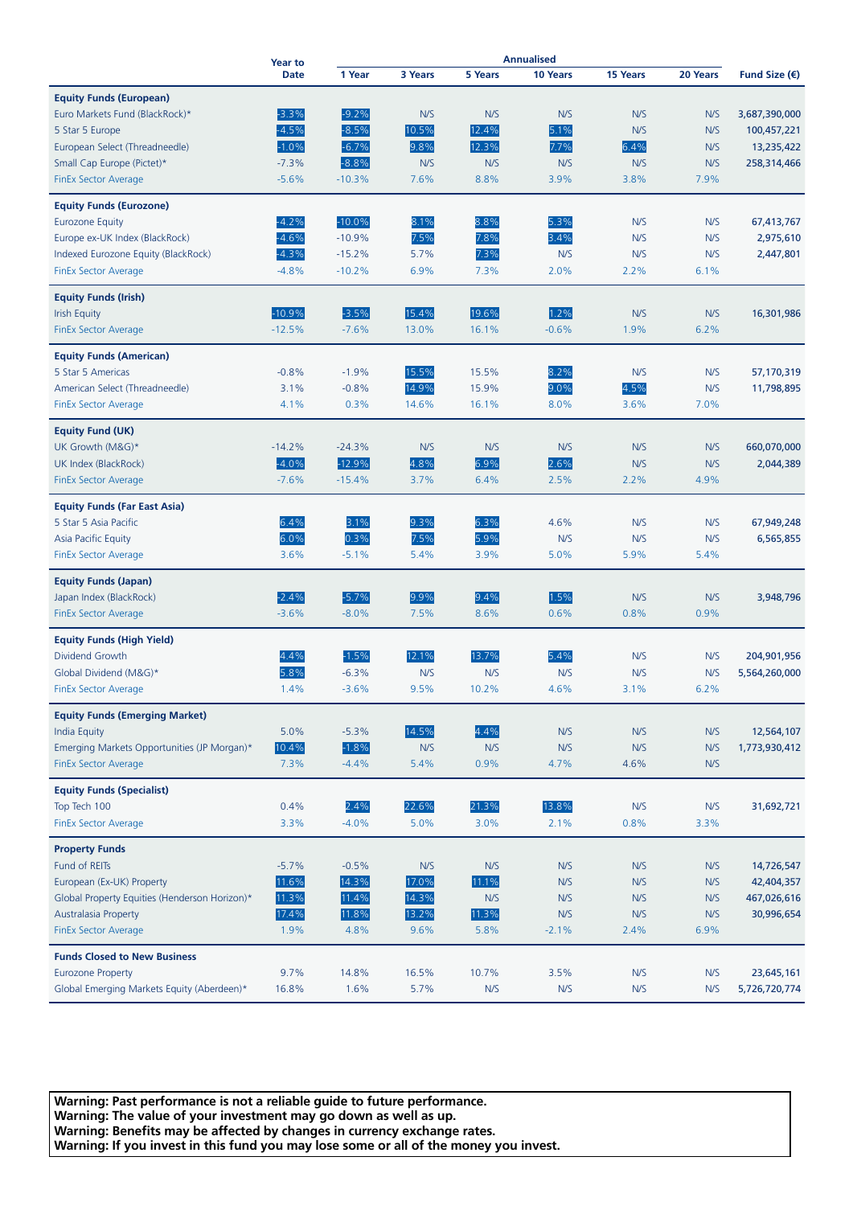| | Year to Date | Annualised | | | | | | Fund Size (€) |
|---|---|---|---|---|---|---|---|---|
| | | 1 Year | 3 Years | 5 Years | 10 Years | 15 Years | 20 Years | |
| **Equity Funds (European)** | | | | | | | | |
| Euro Markets Fund (BlackRock)* | -3.3% | -9.2% | N/S | N/S | N/S | N/S | N/S | 3,687,390,000 |
| 5 Star 5 Europe | -4.5% | -8.5% | 10.5% | 12.4% | 5.1% | N/S | N/S | 100,457,221 |
| European Select (Threadneedle) | -1.0% | -6.7% | 9.8% | 12.3% | 7.7% | 6.4% | N/S | 13,235,422 |
| Small Cap Europe (Pictet)* | -7.3% | -8.8% | N/S | N/S | N/S | N/S | N/S | 258,314,466 |
| FinEx Sector Average | -5.6% | -10.3% | 7.6% | 8.8% | 3.9% | 3.8% | 7.9% | |
| **Equity Funds (Eurozone)** | | | | | | | | |
| Eurozone Equity | -4.2% | -10.0% | 8.1% | 8.8% | 5.3% | N/S | N/S | 67,413,767 |
| Europe ex-UK Index (BlackRock) | -4.6% | -10.9% | 7.5% | 7.8% | 3.4% | N/S | N/S | 2,975,610 |
| Indexed Eurozone Equity (BlackRock) | -4.3% | -15.2% | 5.7% | 7.3% | N/S | N/S | N/S | 2,447,801 |
| FinEx Sector Average | -4.8% | -10.2% | 6.9% | 7.3% | 2.0% | 2.2% | 6.1% | |
| **Equity Funds (Irish)** | | | | | | | | |
| Irish Equity | -10.9% | -3.5% | 15.4% | 19.6% | 1.2% | N/S | N/S | 16,301,986 |
| FinEx Sector Average | -12.5% | -7.6% | 13.0% | 16.1% | -0.6% | 1.9% | 6.2% | |
| **Equity Funds (American)** | | | | | | | | |
| 5 Star 5 Americas | -0.8% | -1.9% | 15.5% | 15.5% | 8.2% | N/S | N/S | 57,170,319 |
| American Select (Threadneedle) | 3.1% | -0.8% | 14.9% | 15.9% | 9.0% | 4.5% | N/S | 11,798,895 |
| FinEx Sector Average | 4.1% | 0.3% | 14.6% | 16.1% | 8.0% | 3.6% | 7.0% | |
| **Equity Fund (UK)** | | | | | | | | |
| UK Growth (M&G)* | -14.2% | -24.3% | N/S | N/S | N/S | N/S | N/S | 660,070,000 |
| UK Index (BlackRock) | -4.0% | -12.9% | 4.8% | 6.9% | 2.6% | N/S | N/S | 2,044,389 |
| FinEx Sector Average | -7.6% | -15.4% | 3.7% | 6.4% | 2.5% | 2.2% | 4.9% | |
| **Equity Funds (Far East Asia)** | | | | | | | | |
| 5 Star 5 Asia Pacific | 6.4% | 3.1% | 9.3% | 6.3% | 4.6% | N/S | N/S | 67,949,248 |
| Asia Pacific Equity | 6.0% | 0.3% | 7.5% | 5.9% | N/S | N/S | N/S | 6,565,855 |
| FinEx Sector Average | 3.6% | -5.1% | 5.4% | 3.9% | 5.0% | 5.9% | 5.4% | |
| **Equity Funds (Japan)** | | | | | | | | |
| Japan Index (BlackRock) | -2.4% | -5.7% | 9.9% | 9.4% | 1.5% | N/S | N/S | 3,948,796 |
| FinEx Sector Average | -3.6% | -8.0% | 7.5% | 8.6% | 0.6% | 0.8% | 0.9% | |
| **Equity Funds (High Yield)** | | | | | | | | |
| Dividend Growth | 4.4% | -1.5% | 12.1% | 13.7% | 5.4% | N/S | N/S | 204,901,956 |
| Global Dividend (M&G)* | 5.8% | -6.3% | N/S | N/S | N/S | N/S | N/S | 5,564,260,000 |
| FinEx Sector Average | 1.4% | -3.6% | 9.5% | 10.2% | 4.6% | 3.1% | 6.2% | |
| **Equity Funds (Emerging Market)** | | | | | | | | |
| India Equity | 5.0% | -5.3% | 14.5% | 4.4% | N/S | N/S | N/S | 12,564,107 |
| Emerging Markets Opportunities (JP Morgan)* | 10.4% | -1.8% | N/S | N/S | N/S | N/S | N/S | 1,773,930,412 |
| FinEx Sector Average | 7.3% | -4.4% | 5.4% | 0.9% | 4.7% | 4.6% | N/S | |
| **Equity Funds (Specialist)** | | | | | | | | |
| Top Tech 100 | 0.4% | 2.4% | 22.6% | 21.3% | 13.8% | N/S | N/S | 31,692,721 |
| FinEx Sector Average | 3.3% | -4.0% | 5.0% | 3.0% | 2.1% | 0.8% | 3.3% | |
| **Property Funds** | | | | | | | | |
| Fund of REITs | -5.7% | -0.5% | N/S | N/S | N/S | N/S | N/S | 14,726,547 |
| European (Ex-UK) Property | 11.6% | 14.3% | 17.0% | 11.1% | N/S | N/S | N/S | 42,404,357 |
| Global Property Equities (Henderson Horizon)* | 11.3% | 11.4% | 14.3% | N/S | N/S | N/S | N/S | 467,026,616 |
| Australasia Property | 17.4% | 11.8% | 13.2% | 11.3% | N/S | N/S | N/S | 30,996,654 |
| FinEx Sector Average | 1.9% | 4.8% | 9.6% | 5.8% | -2.1% | 2.4% | 6.9% | |
| **Funds Closed to New Business** | | | | | | | | |
| Eurozone Property | 9.7% | 14.8% | 16.5% | 10.7% | 3.5% | N/S | N/S | 23,645,161 |
| Global Emerging Markets Equity (Aberdeen)* | 16.8% | 1.6% | 5.7% | N/S | N/S | N/S | N/S | 5,726,720,774 |

**Warning: Past performance is not a reliable guide to future performance.**
**Warning: The value of your investment may go down as well as up.**
**Warning: Benefits may be affected by changes in currency exchange rates.**
**Warning: If you invest in this fund you may lose some or all of the money you invest.**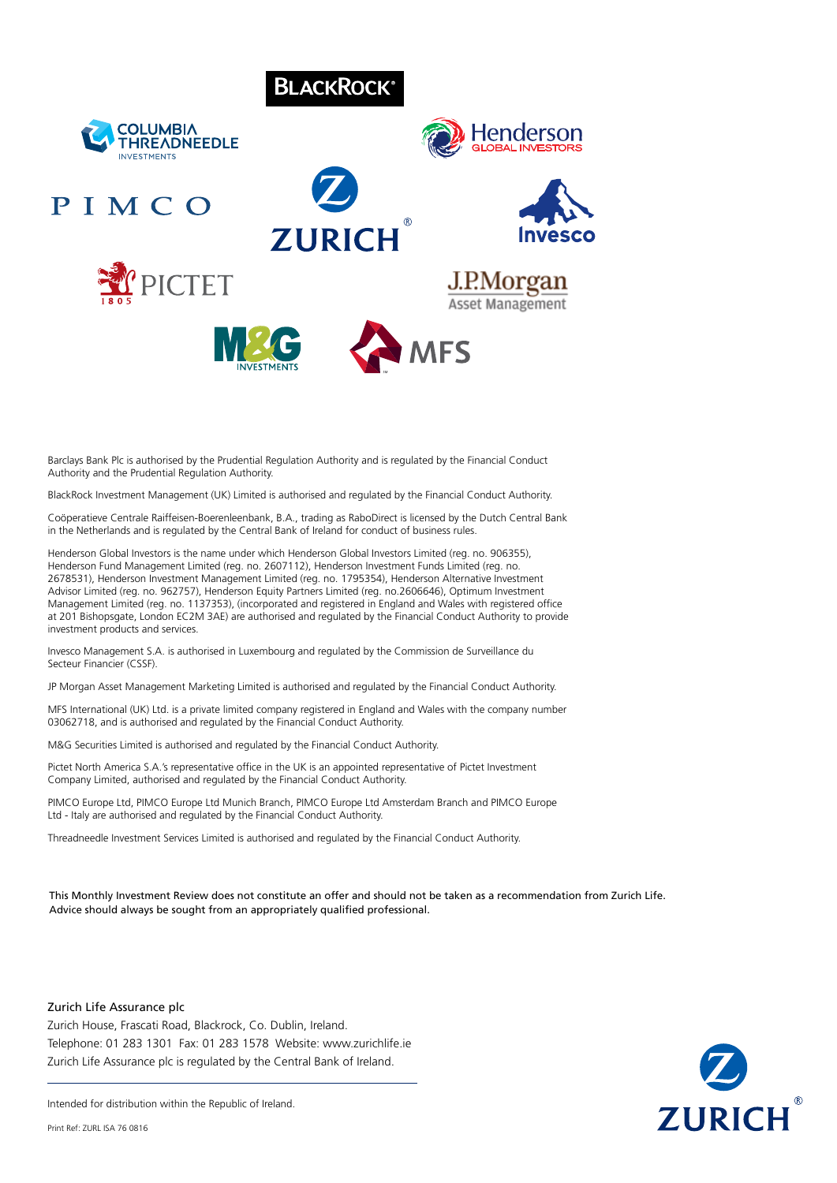Barclays Bank Plc is authorised by the Prudential Regulation Authority and is regulated by the Financial Conduct Authority and the Prudential Regulation Authority.

BlackRock Investment Management (UK) Limited is authorised and regulated by the Financial Conduct Authority.

Coöperatieve Centrale Raiffeisen-Boerenleenbank, B.A., trading as RaboDirect is licensed by the Dutch Central Bank in the Netherlands and is regulated by the Central Bank of Ireland for conduct of business rules.

Henderson Global Investors is the name under which Henderson Global Investors Limited (reg. no. 906355), Henderson Fund Management Limited (reg. no. 2607112), Henderson Investment Funds Limited (reg. no. 2678531), Henderson Investment Management Limited (reg. no. 1795354), Henderson Alternative Investment Advisor Limited (reg. no. 962757), Henderson Equity Partners Limited (reg. no.2606646), Optimum Investment Management Limited (reg. no. 1137353), (incorporated and registered in England and Wales with registered office at 201 Bishopsgate, London EC2M 3AE) are authorised and regulated by the Financial Conduct Authority to provide investment products and services.

Invesco Management S.A. is authorised in Luxembourg and regulated by the Commission de Surveillance du Secteur Financier (CSSF).

JP Morgan Asset Management Marketing Limited is authorised and regulated by the Financial Conduct Authority.

MFS International (UK) Ltd. is a private limited company registered in England and Wales with the company number 03062718, and is authorised and regulated by the Financial Conduct Authority.

M&G Securities Limited is authorised and regulated by the Financial Conduct Authority.

Pictet North America S.A.'s representative office in the UK is an appointed representative of Pictet Investment Company Limited, authorised and regulated by the Financial Conduct Authority.

PIMCO Europe Ltd, PIMCO Europe Ltd Munich Branch, PIMCO Europe Ltd Amsterdam Branch and PIMCO Europe Ltd - Italy are authorised and regulated by the Financial Conduct Authority.

Threadneedle Investment Services Limited is authorised and regulated by the Financial Conduct Authority.

This Monthly Investment Review does not constitute an offer and should not be taken as a recommendation from Zurich Life. Advice should always be sought from an appropriately qualified professional.

Zurich Life Assurance plc
Zurich House, Frascati Road, Blackrock, Co. Dublin, Ireland.
Telephone: 01 283 1301 Fax: 01 283 1578 Website: www.zurichlife.ie
Zurich Life Assurance plc is regulated by the Central Bank of Ireland.

Intended for distribution within the Republic of Ireland.

Print Ref: ZURL ISA 76 0816